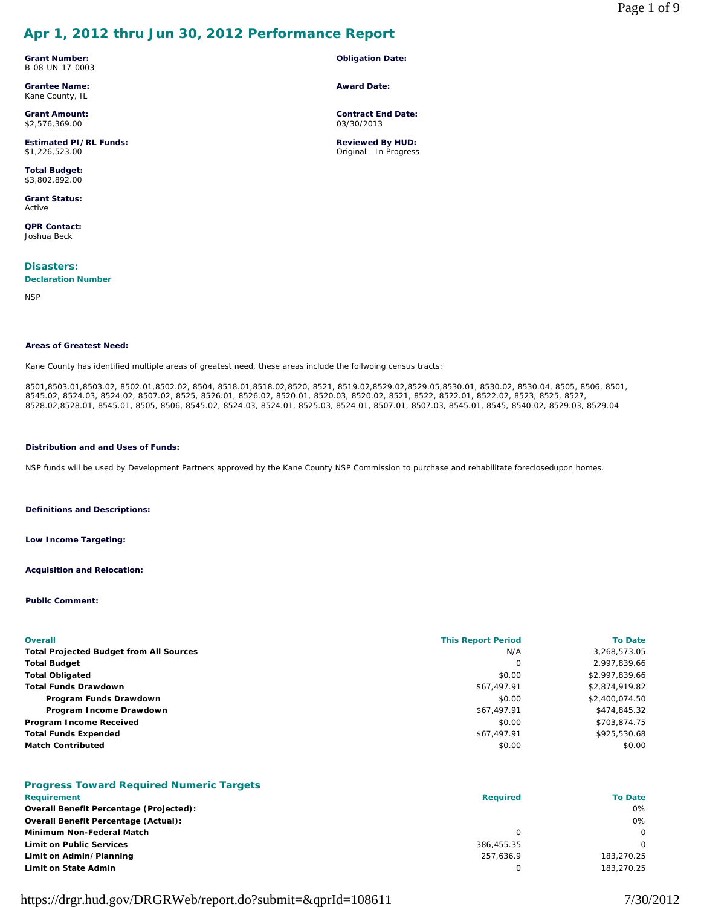# Apr 1, 2012 thru Jun 30, 2012 Performance Report

**Grant Number:**
B-08-UN-17-0003

**Grantee Name:**
Kane County, IL

**Grant Amount:**
$2,576,369.00

**Estimated PI/RL Funds:**
$1,226,523.00

**Total Budget:**
$3,802,892.00

**Grant Status:**
Active

**QPR Contact:**
Joshua Beck

**Obligation Date:**

**Award Date:**

**Contract End Date:**
03/30/2013

**Reviewed By HUD:**
Original - In Progress

## Disasters:

### Declaration Number

NSP

**Areas of Greatest Need:**

Kane County has identified multiple areas of greatest need, these areas include the follwoing census tracts:

8501,8503.01,8503.02, 8502.01,8502.02, 8504, 8518.01,8518.02,8520, 8521, 8519.02,8529.02,8529.05,8530.01, 8530.02, 8530.04, 8505, 8506, 8501, 8545.02, 8524.03, 8524.02, 8507.02, 8525, 8526.01, 8526.02, 8520.01, 8520.03, 8520.02, 8521, 8522, 8522.01, 8522.02, 8523, 8525, 8527, 8528.02,8528.01, 8545.01, 8505, 8506, 8545.02, 8524.03, 8524.01, 8525.03, 8524.01, 8507.01, 8507.03, 8545.01, 8545, 8540.02, 8529.03, 8529.04

**Distribution and and Uses of Funds:**

NSP funds will be used by Development Partners approved by the Kane County NSP Commission to purchase and rehabilitate foreclosedupon homes.

**Definitions and Descriptions:**

**Low Income Targeting:**

**Acquisition and Relocation:**

**Public Comment:**

| Overall | This Report Period | To Date |
|---|---|---|
| **Total Projected Budget from All Sources** | N/A | 3,268,573.05 |
| **Total Budget** | 0 | 2,997,839.66 |
| **Total Obligated** | $0.00 | $2,997,839.66 |
| **Total Funds Drawdown** | $67,497.91 | $2,874,919.82 |
| **Program Funds Drawdown** | $0.00 | $2,400,074.50 |
| **Program Income Drawdown** | $67,497.91 | $474,845.32 |
| **Program Income Received** | $0.00 | $703,874.75 |
| **Total Funds Expended** | $67,497.91 | $925,530.68 |
| **Match Contributed** | $0.00 | $0.00 |

## Progress Toward Required Numeric Targets

| Requirement | Required | To Date |
|---|---|---|
| **Overall Benefit Percentage (Projected):** | | 0% |
| **Overall Benefit Percentage (Actual):** | | 0% |
| **Minimum Non-Federal Match** | 0 | 0 |
| **Limit on Public Services** | 386,455.35 | 0 |
| **Limit on Admin/Planning** | 257,636.9 | 183,270.25 |
| **Limit on State Admin** | 0 | 183,270.25 |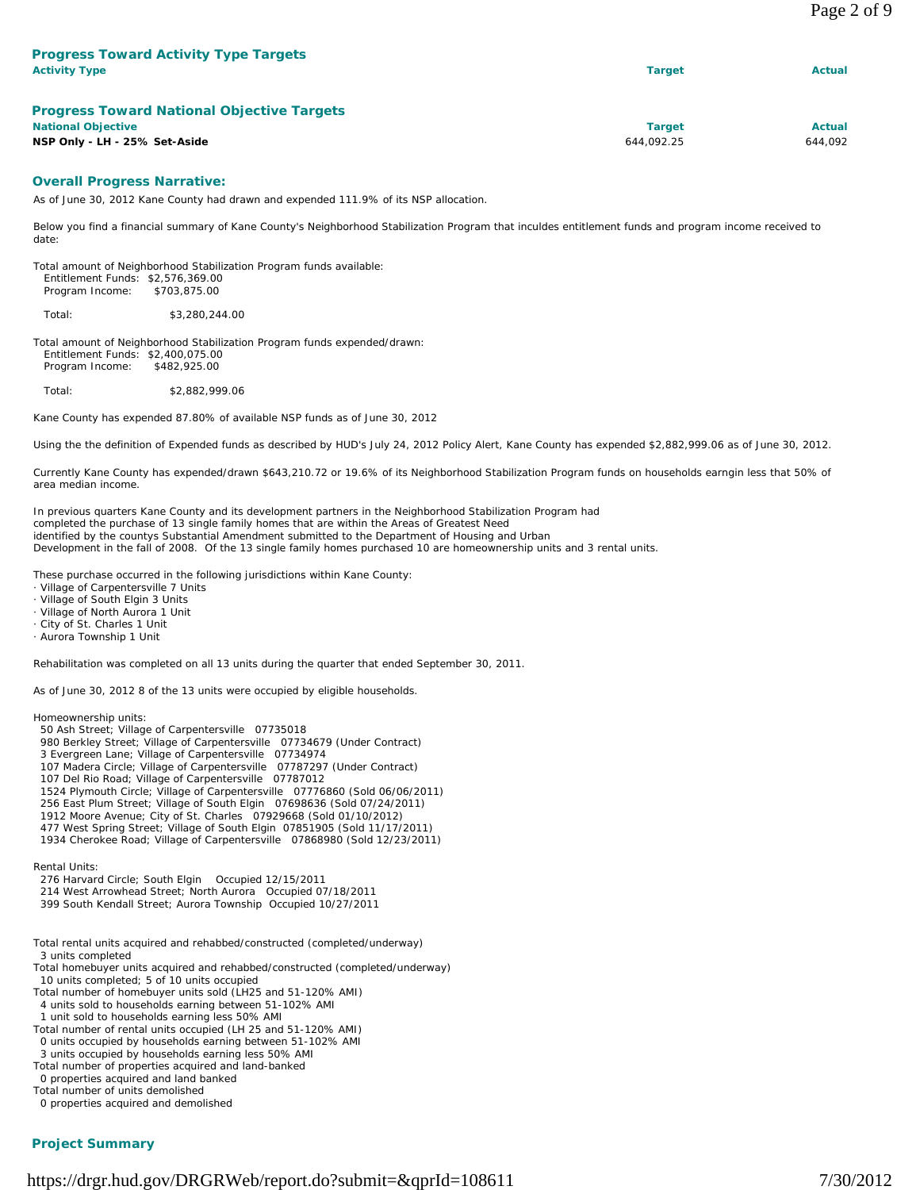## Progress Toward Activity Type Targets

| Activity Type | Target | Actual |
|---|---|---|

## Progress Toward National Objective Targets

| National Objective | Target | Actual |
|---|---|---|
| **NSP Only - LH - 25% Set-Aside** | 644,092.25 | 644,092 |

## Overall Progress Narrative:

As of June 30, 2012 Kane County had drawn and expended 111.9% of its NSP allocation.

Below you find a financial summary of Kane County's Neighborhood Stabilization Program that inculdes entitlement funds and program income received to date:

Total amount of Neighborhood Stabilization Program funds available:
Entitlement Funds: $2,576,369.00
Program Income: $703,875.00

Total: $3,280,244.00

Total amount of Neighborhood Stabilization Program funds expended/drawn:
Entitlement Funds: $2,400,075.00
Program Income: $482,925.00

Total: $2,882,999.06

Kane County has expended 87.80% of available NSP funds as of June 30, 2012

Using the the definition of Expended funds as described by HUD's July 24, 2012 Policy Alert, Kane County has expended $2,882,999.06 as of June 30, 2012.

Currently Kane County has expended/drawn $643,210.72 or 19.6% of its Neighborhood Stabilization Program funds on households earngin less that 50% of area median income.

In previous quarters Kane County and its development partners in the Neighborhood Stabilization Program had completed the purchase of 13 single family homes that are within the Areas of Greatest Need identified by the countys Substantial Amendment submitted to the Department of Housing and Urban Development in the fall of 2008. Of the 13 single family homes purchased 10 are homeownership units and 3 rental units.

These purchase occurred in the following jurisdictions within Kane County:
- Village of Carpentersville 7 Units
- Village of South Elgin 3 Units
- Village of North Aurora 1 Unit
- City of St. Charles 1 Unit
- Aurora Township 1 Unit

Rehabilitation was completed on all 13 units during the quarter that ended September 30, 2011.

As of June 30, 2012 8 of the 13 units were occupied by eligible households.

Homeownership units:
50 Ash Street; Village of Carpentersville 07735018
980 Berkley Street; Village of Carpentersville 07734679 (Under Contract)
3 Evergreen Lane; Village of Carpentersville 07734974
107 Madera Circle; Village of Carpentersville 07787297 (Under Contract)
107 Del Rio Road; Village of Carpentersville 07787012
1524 Plymouth Circle; Village of Carpentersville 07776860 (Sold 06/06/2011)
256 East Plum Street; Village of South Elgin 07698636 (Sold 07/24/2011)
1912 Moore Avenue; City of St. Charles 07929668 (Sold 01/10/2012)
477 West Spring Street; Village of South Elgin 07851905 (Sold 11/17/2011)
1934 Cherokee Road; Village of Carpentersville 07868980 (Sold 12/23/2011)

Rental Units:
276 Harvard Circle; South Elgin Occupied 12/15/2011
214 West Arrowhead Street; North Aurora Occupied 07/18/2011
399 South Kendall Street; Aurora Township Occupied 10/27/2011

Total rental units acquired and rehabbed/constructed (completed/underway)
3 units completed
Total homebuyer units acquired and rehabbed/constructed (completed/underway)
10 units completed; 5 of 10 units occupied
Total number of homebuyer units sold (LH25 and 51-120% AMI)
4 units sold to households earning between 51-102% AMI
1 unit sold to households earning less 50% AMI
Total number of rental units occupied (LH 25 and 51-120% AMI)
0 units occupied by households earning between 51-102% AMI
3 units occupied by households earning less 50% AMI
Total number of properties acquired and land-banked
0 properties acquired and land banked
Total number of units demolished
0 properties acquired and demolished

## Project Summary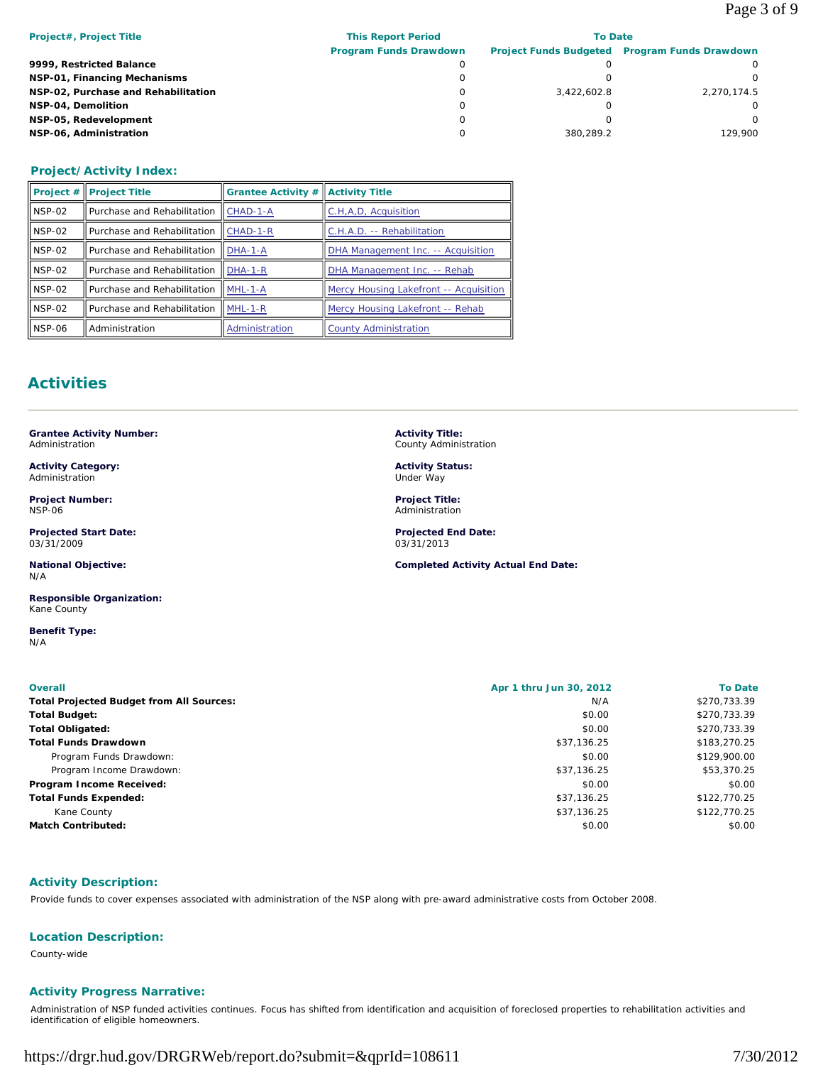| Project#, Project Title | This Report Period | To Date | |
|---|---|---|---|
| | Program Funds Drawdown | Project Funds Budgeted | Program Funds Drawdown |
| **9999, Restricted Balance** | 0 | 0 | 0 |
| **NSP-01, Financing Mechanisms** | 0 | 0 | 0 |
| **NSP-02, Purchase and Rehabilitation** | 0 | 3,422,602.8 | 2,270,174.5 |
| **NSP-04, Demolition** | 0 | 0 | 0 |
| **NSP-05, Redevelopment** | 0 | 0 | 0 |
| **NSP-06, Administration** | 0 | 380,289.2 | 129,900 |

### Project/Activity Index:

| Project # | Project Title | Grantee Activity # | Activity Title |
|---|---|---|---|
| NSP-02 | Purchase and Rehabilitation | CHAD-1-A | C.H,A,D, Acquisition |
| NSP-02 | Purchase and Rehabilitation | CHAD-1-R | C.H.A.D. -- Rehabilitation |
| NSP-02 | Purchase and Rehabilitation | DHA-1-A | DHA Management Inc. -- Acquisition |
| NSP-02 | Purchase and Rehabilitation | DHA-1-R | DHA Management Inc. -- Rehab |
| NSP-02 | Purchase and Rehabilitation | MHL-1-A | Mercy Housing Lakefront -- Acquisition |
| NSP-02 | Purchase and Rehabilitation | MHL-1-R | Mercy Housing Lakefront -- Rehab |
| NSP-06 | Administration | Administration | County Administration |

## Activities

**Grantee Activity Number:**
Administration

**Activity Title:**
County Administration

**Activity Category:**
Administration

**Activity Status:**
Under Way

**Project Number:**
NSP-06

**Project Title:**
Administration

**Projected Start Date:**
03/31/2009

**Projected End Date:**
03/31/2013

**National Objective:**
N/A

**Completed Activity Actual End Date:**

**Responsible Organization:**
Kane County

**Benefit Type:**
N/A

| Overall | Apr 1 thru Jun 30, 2012 | To Date |
|---|---|---|
| **Total Projected Budget from All Sources:** | N/A | $270,733.39 |
| **Total Budget:** | $0.00 | $270,733.39 |
| **Total Obligated:** | $0.00 | $270,733.39 |
| **Total Funds Drawdown** | $37,136.25 | $183,270.25 |
| Program Funds Drawdown: | $0.00 | $129,900.00 |
| Program Income Drawdown: | $37,136.25 | $53,370.25 |
| **Program Income Received:** | $0.00 | $0.00 |
| **Total Funds Expended:** | $37,136.25 | $122,770.25 |
| Kane County | $37,136.25 | $122,770.25 |
| **Match Contributed:** | $0.00 | $0.00 |

### Activity Description:

Provide funds to cover expenses associated with administration of the NSP along with pre-award administrative costs from October 2008.

### Location Description:

County-wide

### Activity Progress Narrative:

Administration of NSP funded activities continues. Focus has shifted from identification and acquisition of foreclosed properties to rehabilitation activities and identification of eligible homeowners.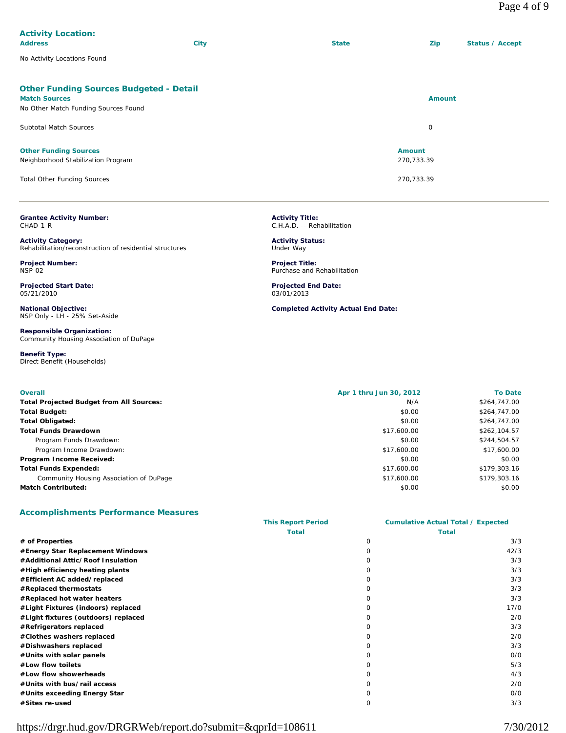### Activity Location:

| Address | City | State | Zip | Status / Accept |
|---|---|---|---|---|
| No Activity Locations Found | | | | |

### Other Funding Sources Budgeted - Detail

| Match Sources | Amount |
|---|---|
| No Other Match Funding Sources Found | |
| Subtotal Match Sources | 0 |

| Other Funding Sources | Amount |
|---|---|
| Neighborhood Stabilization Program | 270,733.39 |
| Total Other Funding Sources | 270,733.39 |

---

**Grantee Activity Number:**
CHAD-1-R

**Activity Title:**
C.H.A.D. -- Rehabilitation

**Activity Category:**
Rehabilitation/reconstruction of residential structures

**Activity Status:**
Under Way

**Project Number:**
NSP-02

**Project Title:**
Purchase and Rehabilitation

**Projected Start Date:**
05/21/2010

**Projected End Date:**
03/01/2013

**National Objective:**
NSP Only - LH - 25% Set-Aside

**Completed Activity Actual End Date:**

**Responsible Organization:**
Community Housing Association of DuPage

**Benefit Type:**
Direct Benefit (Households)

| Overall | Apr 1 thru Jun 30, 2012 | To Date |
|---|---|---|
| **Total Projected Budget from All Sources:** | N/A | $264,747.00 |
| **Total Budget:** | $0.00 | $264,747.00 |
| **Total Obligated:** | $0.00 | $264,747.00 |
| **Total Funds Drawdown** | $17,600.00 | $262,104.57 |
| Program Funds Drawdown: | $0.00 | $244,504.57 |
| Program Income Drawdown: | $17,600.00 | $17,600.00 |
| **Program Income Received:** | $0.00 | $0.00 |
| **Total Funds Expended:** | $17,600.00 | $179,303.16 |
| Community Housing Association of DuPage | $17,600.00 | $179,303.16 |
| **Match Contributed:** | $0.00 | $0.00 |

### Accomplishments Performance Measures

| | This Report Period Total | Cumulative Actual Total / Expected Total |
|---|---|---|
| **# of Properties** | 0 | 3/3 |
| **#Energy Star Replacement Windows** | 0 | 42/3 |
| **#Additional Attic/Roof Insulation** | 0 | 3/3 |
| **#High efficiency heating plants** | 0 | 3/3 |
| **#Efficient AC added/replaced** | 0 | 3/3 |
| **#Replaced thermostats** | 0 | 3/3 |
| **#Replaced hot water heaters** | 0 | 3/3 |
| **#Light Fixtures (indoors) replaced** | 0 | 17/0 |
| **#Light fixtures (outdoors) replaced** | 0 | 2/0 |
| **#Refrigerators replaced** | 0 | 3/3 |
| **#Clothes washers replaced** | 0 | 2/0 |
| **#Dishwashers replaced** | 0 | 3/3 |
| **#Units with solar panels** | 0 | 0/0 |
| **#Low flow toilets** | 0 | 5/3 |
| **#Low flow showerheads** | 0 | 4/3 |
| **#Units with bus/rail access** | 0 | 2/0 |
| **#Units exceeding Energy Star** | 0 | 0/0 |
| **#Sites re-used** | 0 | 3/3 |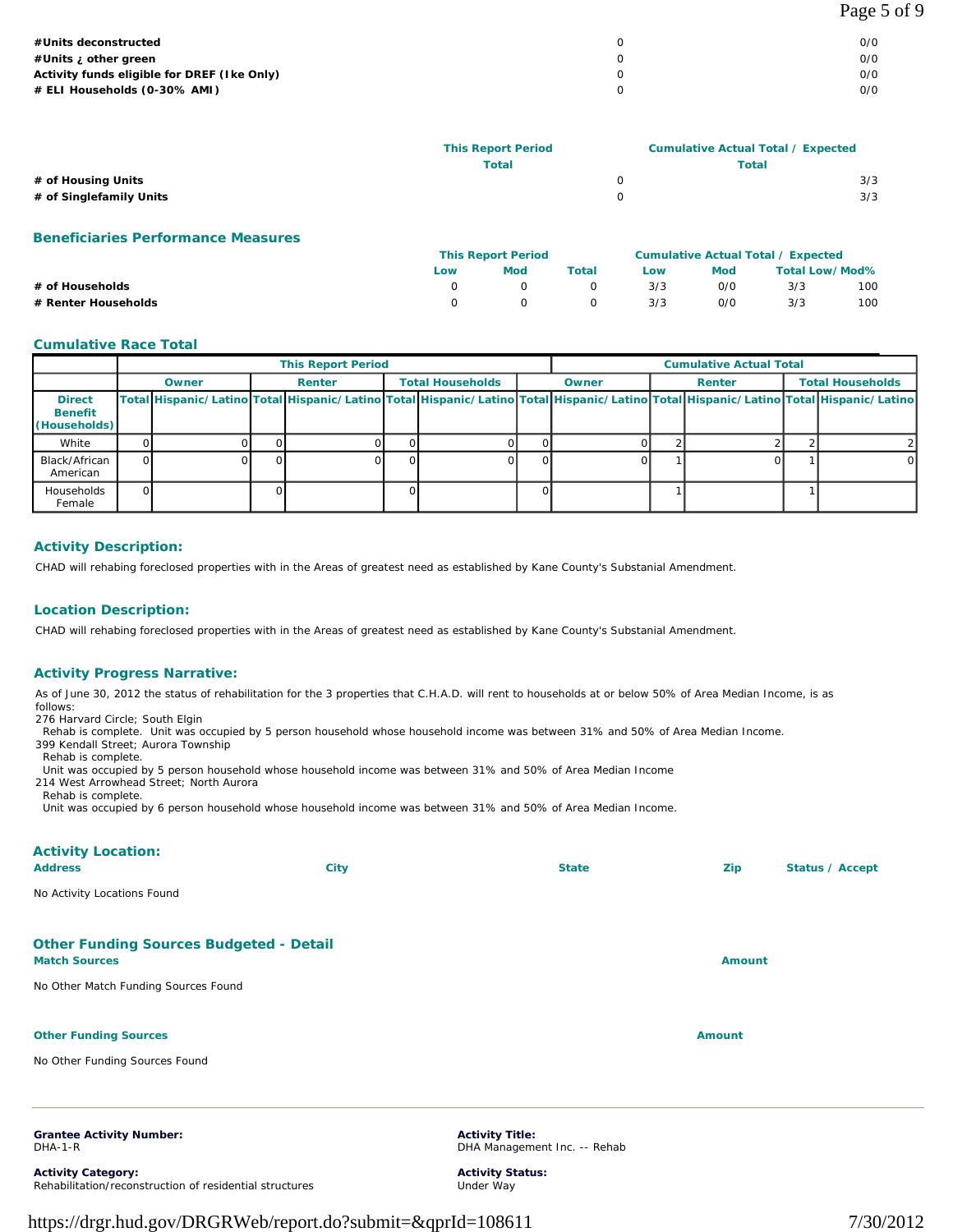| | | |
|---|---|---|
| **#Units deconstructed** | 0 | 0/0 |
| **#Units ¿ other green** | 0 | 0/0 |
| **Activity funds eligible for DREF (Ike Only)** | 0 | 0/0 |
| **# ELI Households (0-30% AMI)** | 0 | 0/0 |

| | This Report Period Total | Cumulative Actual Total / Expected Total |
|---|---|---|
| **# of Housing Units** | 0 | 3/3 |
| **# of Singlefamily Units** | 0 | 3/3 |

## Beneficiaries Performance Measures

| | This Report Period | | | Cumulative Actual Total / Expected | | | |
|---|---|---|---|---|---|---|---|
| | Low | Mod | Total | Low | Mod | Total Low/Mod% | |
| **# of Households** | 0 | 0 | 0 | 3/3 | 0/0 | 3/3 | 100 |
| **# Renter Households** | 0 | 0 | 0 | 3/3 | 0/0 | 3/3 | 100 |

## Cumulative Race Total

| | This Report Period | | | | | | Cumulative Actual Total | | | | | |
|---|---|---|---|---|---|---|---|---|---|---|---|---|
| | Owner | | Renter | | Total Households | | Owner | | Renter | | Total Households | |
| **Direct Benefit (Households)** | Total | Hispanic/Latino | Total | Hispanic/Latino | Total | Hispanic/Latino | Total | Hispanic/Latino | Total | Hispanic/Latino | Total | Hispanic/Latino |
| White | 0 | 0 | 0 | 0 | 0 | 0 | 0 | 0 | 2 | 2 | 2 | 2 |
| Black/African American | 0 | 0 | 0 | 0 | 0 | 0 | 0 | 0 | 1 | 0 | 1 | 0 |
| Households Female | 0 | | 0 | | 0 | | 0 | | 1 | | 1 | |

## Activity Description:

CHAD will rehabing foreclosed properties with in the Areas of greatest need as established by Kane County's Substanial Amendment.

## Location Description:

CHAD will rehabing foreclosed properties with in the Areas of greatest need as established by Kane County's Substanial Amendment.

## Activity Progress Narrative:

As of June 30, 2012 the status of rehabilitation for the 3 properties that C.H.A.D. will rent to households at or below 50% of Area Median Income, is as follows:
276 Harvard Circle; South Elgin
Rehab is complete. Unit was occupied by 5 person household whose household income was between 31% and 50% of Area Median Income.
399 Kendall Street; Aurora Township
Rehab is complete.
Unit was occupied by 5 person household whose household income was between 31% and 50% of Area Median Income
214 West Arrowhead Street; North Aurora
Rehab is complete.
Unit was occupied by 6 person household whose household income was between 31% and 50% of Area Median Income.

## Activity Location:

| Address | City | State | Zip | Status / Accept |
|---|---|---|---|---|

No Activity Locations Found

## Other Funding Sources Budgeted - Detail

| Match Sources | Amount |
|---|---|

No Other Match Funding Sources Found

| Other Funding Sources | Amount |
|---|---|

No Other Funding Sources Found

---

**Grantee Activity Number:**
DHA-1-R

**Activity Title:**
DHA Management Inc. -- Rehab

**Activity Category:**
Rehabilitation/reconstruction of residential structures

**Activity Status:**
Under Way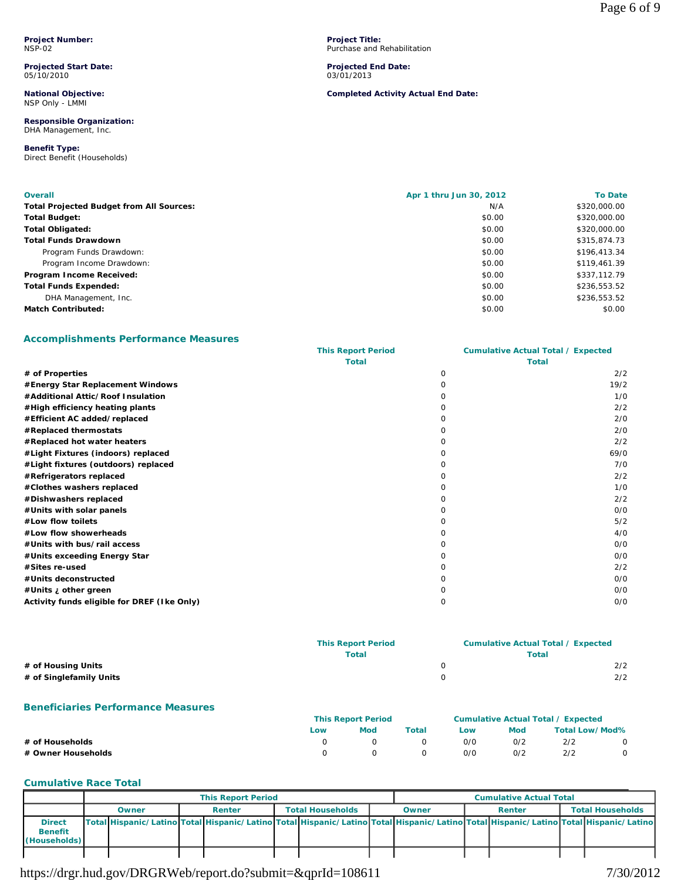**Project Number:**
NSP-02

**Project Title:**
Purchase and Rehabilitation

**Projected Start Date:**
05/10/2010

**Projected End Date:**
03/01/2013

**National Objective:**
NSP Only - LMMI

**Completed Activity Actual End Date:**

**Responsible Organization:**
DHA Management, Inc.

**Benefit Type:**
Direct Benefit (Households)

| Overall | Apr 1 thru Jun 30, 2012 | To Date |
|---|---|---|
| **Total Projected Budget from All Sources:** | N/A | $320,000.00 |
| **Total Budget:** | $0.00 | $320,000.00 |
| **Total Obligated:** | $0.00 | $320,000.00 |
| **Total Funds Drawdown** | $0.00 | $315,874.73 |
| Program Funds Drawdown: | $0.00 | $196,413.34 |
| Program Income Drawdown: | $0.00 | $119,461.39 |
| **Program Income Received:** | $0.00 | $337,112.79 |
| **Total Funds Expended:** | $0.00 | $236,553.52 |
| DHA Management, Inc. | $0.00 | $236,553.52 |
| **Match Contributed:** | $0.00 | $0.00 |

## Accomplishments Performance Measures

| | This Report Period Total | Cumulative Actual Total / Expected Total |
|---|---|---|
| **# of Properties** | 0 | 2/2 |
| **#Energy Star Replacement Windows** | 0 | 19/2 |
| **#Additional Attic/Roof Insulation** | 0 | 1/0 |
| **#High efficiency heating plants** | 0 | 2/2 |
| **#Efficient AC added/replaced** | 0 | 2/0 |
| **#Replaced thermostats** | 0 | 2/0 |
| **#Replaced hot water heaters** | 0 | 2/2 |
| **#Light Fixtures (indoors) replaced** | 0 | 69/0 |
| **#Light fixtures (outdoors) replaced** | 0 | 7/0 |
| **#Refrigerators replaced** | 0 | 2/2 |
| **#Clothes washers replaced** | 0 | 1/0 |
| **#Dishwashers replaced** | 0 | 2/2 |
| **#Units with solar panels** | 0 | 0/0 |
| **#Low flow toilets** | 0 | 5/2 |
| **#Low flow showerheads** | 0 | 4/0 |
| **#Units with bus/rail access** | 0 | 0/0 |
| **#Units exceeding Energy Star** | 0 | 0/0 |
| **#Sites re-used** | 0 | 2/2 |
| **#Units deconstructed** | 0 | 0/0 |
| **#Units ¿ other green** | 0 | 0/0 |
| **Activity funds eligible for DREF (Ike Only)** | 0 | 0/0 |

| | This Report Period Total | Cumulative Actual Total / Expected Total |
|---|---|---|
| **# of Housing Units** | 0 | 2/2 |
| **# of Singlefamily Units** | 0 | 2/2 |

## Beneficiaries Performance Measures

| | This Report Period | | | Cumulative Actual Total / Expected | | | |
|---|---|---|---|---|---|---|---|
| | Low | Mod | Total | Low | Mod | Total | Low/Mod% |
| **# of Households** | 0 | 0 | 0 | 0/0 | 0/2 | 2/2 | 0 |
| **# Owner Households** | 0 | 0 | 0 | 0/0 | 0/2 | 2/2 | 0 |

## Cumulative Race Total

| | This Report Period | | | | | | Cumulative Actual Total | | | | | |
|---|---|---|---|---|---|---|---|---|---|---|---|---|
| | Owner | | Renter | | Total Households | | Owner | | Renter | | Total Households | |
| **Direct Benefit (Households)** | Total | Hispanic/Latino | Total | Hispanic/Latino | Total | Hispanic/Latino | Total | Hispanic/Latino | Total | Hispanic/Latino | Total | Hispanic/Latino |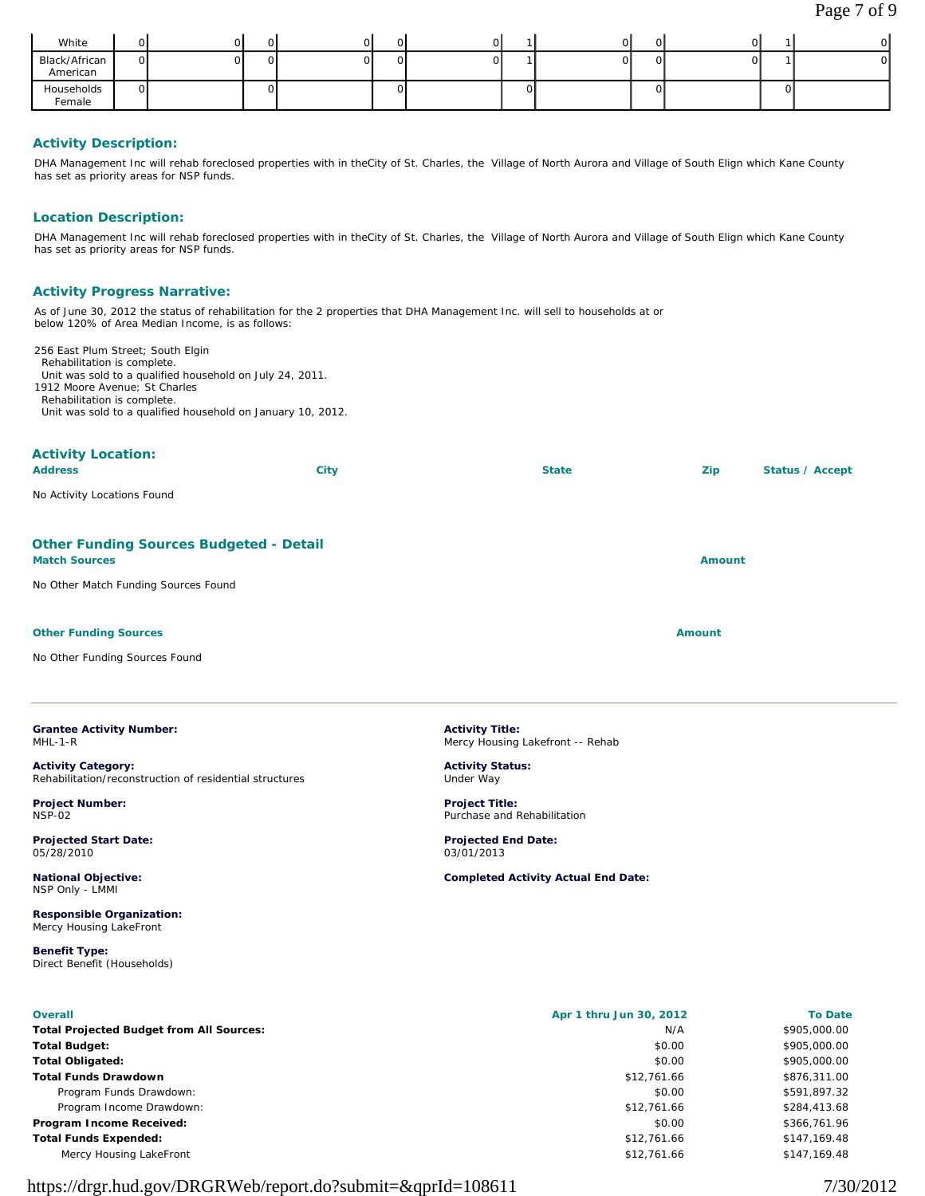| White | 0 | 0 | 0 | 0 | 0 | 0 | 1 | 0 | 0 | 0 | 1 | 0 |
|---|---|---|---|---|---|---|---|---|---|---|---|---|
| Black/African American | 0 | 0 | 0 | 0 | 0 | 0 | 1 | 0 | 0 | 0 | 1 | 0 |
| Households Female | 0 | | 0 | | 0 | | 0 | | 0 | | 0 | |

### Activity Description:

DHA Management Inc will rehab foreclosed properties with in theCity of St. Charles, the Village of North Aurora and Village of South Elign which Kane County has set as priority areas for NSP funds.

### Location Description:

DHA Management Inc will rehab foreclosed properties with in theCity of St. Charles, the Village of North Aurora and Village of South Elign which Kane County has set as priority areas for NSP funds.

### Activity Progress Narrative:

As of June 30, 2012 the status of rehabilitation for the 2 properties that DHA Management Inc. will sell to households at or below 120% of Area Median Income, is as follows:

256 East Plum Street; South Elgin
Rehabilitation is complete.
Unit was sold to a qualified household on July 24, 2011.
1912 Moore Avenue; St Charles
Rehabilitation is complete.
Unit was sold to a qualified household on January 10, 2012.

### Activity Location:

| Address | City | State | Zip | Status / Accept |
|---|---|---|---|---|

No Activity Locations Found

### Other Funding Sources Budgeted - Detail

| Match Sources | Amount |
|---|---|

No Other Match Funding Sources Found

| Other Funding Sources | Amount |
|---|---|

No Other Funding Sources Found

---

**Grantee Activity Number:**
MHL-1-R

**Activity Title:**
Mercy Housing Lakefront -- Rehab

**Activity Category:**
Rehabilitation/reconstruction of residential structures

**Activity Status:**
Under Way

**Project Number:**
NSP-02

**Project Title:**
Purchase and Rehabilitation

**Projected Start Date:**
05/28/2010

**Projected End Date:**
03/01/2013

**National Objective:**
NSP Only - LMMI

**Completed Activity Actual End Date:**

**Responsible Organization:**
Mercy Housing LakeFront

**Benefit Type:**
Direct Benefit (Households)

| Overall | Apr 1 thru Jun 30, 2012 | To Date |
|---|---|---|
| **Total Projected Budget from All Sources:** | N/A | $905,000.00 |
| **Total Budget:** | $0.00 | $905,000.00 |
| **Total Obligated:** | $0.00 | $905,000.00 |
| **Total Funds Drawdown** | $12,761.66 | $876,311.00 |
| Program Funds Drawdown: | $0.00 | $591,897.32 |
| Program Income Drawdown: | $12,761.66 | $284,413.68 |
| **Program Income Received:** | $0.00 | $366,761.96 |
| **Total Funds Expended:** | $12,761.66 | $147,169.48 |
| Mercy Housing LakeFront | $12,761.66 | $147,169.48 |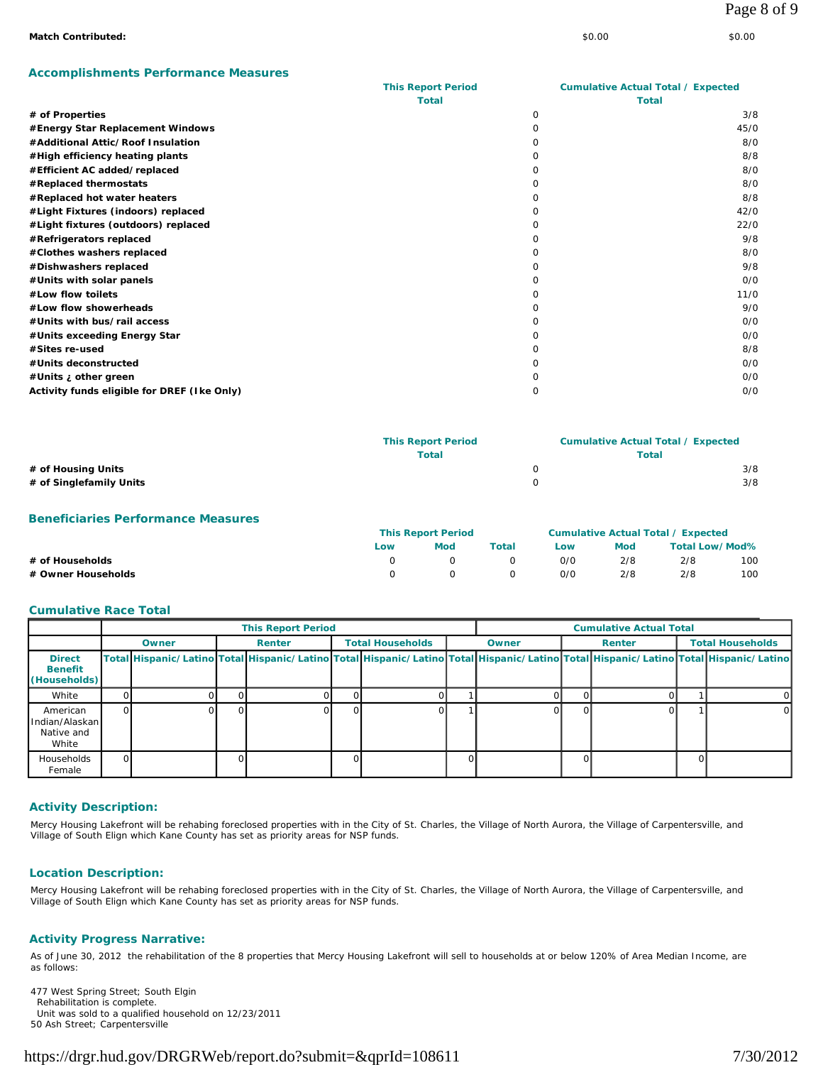**Match Contributed:** $0.00 $0.00

## Accomplishments Performance Measures

| | This Report Period Total | Cumulative Actual Total / Expected Total |
|---|---|---|
| **# of Properties** | 0 | 3/8 |
| **#Energy Star Replacement Windows** | 0 | 45/0 |
| **#Additional Attic/Roof Insulation** | 0 | 8/0 |
| **#High efficiency heating plants** | 0 | 8/8 |
| **#Efficient AC added/replaced** | 0 | 8/0 |
| **#Replaced thermostats** | 0 | 8/0 |
| **#Replaced hot water heaters** | 0 | 8/8 |
| **#Light Fixtures (indoors) replaced** | 0 | 42/0 |
| **#Light fixtures (outdoors) replaced** | 0 | 22/0 |
| **#Refrigerators replaced** | 0 | 9/8 |
| **#Clothes washers replaced** | 0 | 8/0 |
| **#Dishwashers replaced** | 0 | 9/8 |
| **#Units with solar panels** | 0 | 0/0 |
| **#Low flow toilets** | 0 | 11/0 |
| **#Low flow showerheads** | 0 | 9/0 |
| **#Units with bus/rail access** | 0 | 0/0 |
| **#Units exceeding Energy Star** | 0 | 0/0 |
| **#Sites re-used** | 0 | 8/8 |
| **#Units deconstructed** | 0 | 0/0 |
| **#Units ¿ other green** | 0 | 0/0 |
| **Activity funds eligible for DREF (Ike Only)** | 0 | 0/0 |

| | This Report Period Total | Cumulative Actual Total / Expected Total |
|---|---|---|
| **# of Housing Units** | 0 | 3/8 |
| **# of Singlefamily Units** | 0 | 3/8 |

## Beneficiaries Performance Measures

| | This Report Period | | | Cumulative Actual Total / Expected | | | |
|---|---|---|---|---|---|---|---|
| | Low | Mod | Total | Low | Mod | Total | Low/Mod% |
| **# of Households** | 0 | 0 | 0 | 0/0 | 2/8 | 2/8 | 100 |
| **# Owner Households** | 0 | 0 | 0 | 0/0 | 2/8 | 2/8 | 100 |

## Cumulative Race Total

| | This Report Period | | | | | | Cumulative Actual Total | | | | | |
|---|---|---|---|---|---|---|---|---|---|---|---|---|
| | Owner | | Renter | | Total Households | | Owner | | Renter | | Total Households | |
| **Direct Benefit (Households)** | Total | Hispanic/Latino | Total | Hispanic/Latino | Total | Hispanic/Latino | Total | Hispanic/Latino | Total | Hispanic/Latino | Total | Hispanic/Latino |
| White | 0 | 0 | 0 | 0 | 0 | 0 | 1 | 0 | 0 | 0 | 1 | 0 |
| American Indian/Alaskan Native and White | 0 | 0 | 0 | 0 | 0 | 0 | 1 | 0 | 0 | 0 | 1 | 0 |
| Households Female | 0 | | 0 | | 0 | | 0 | | 0 | | 0 | |

## Activity Description:

Mercy Housing Lakefront will be rehabing foreclosed properties with in the City of St. Charles, the Village of North Aurora, the Village of Carpentersville, and Village of South Elign which Kane County has set as priority areas for NSP funds.

## Location Description:

Mercy Housing Lakefront will be rehabing foreclosed properties with in the City of St. Charles, the Village of North Aurora, the Village of Carpentersville, and Village of South Elign which Kane County has set as priority areas for NSP funds.

## Activity Progress Narrative:

As of June 30, 2012 the rehabilitation of the 8 properties that Mercy Housing Lakefront will sell to households at or below 120% of Area Median Income, are as follows:

477 West Spring Street; South Elgin
  Rehabilitation is complete.
  Unit was sold to a qualified household on 12/23/2011
50 Ash Street; Carpentersville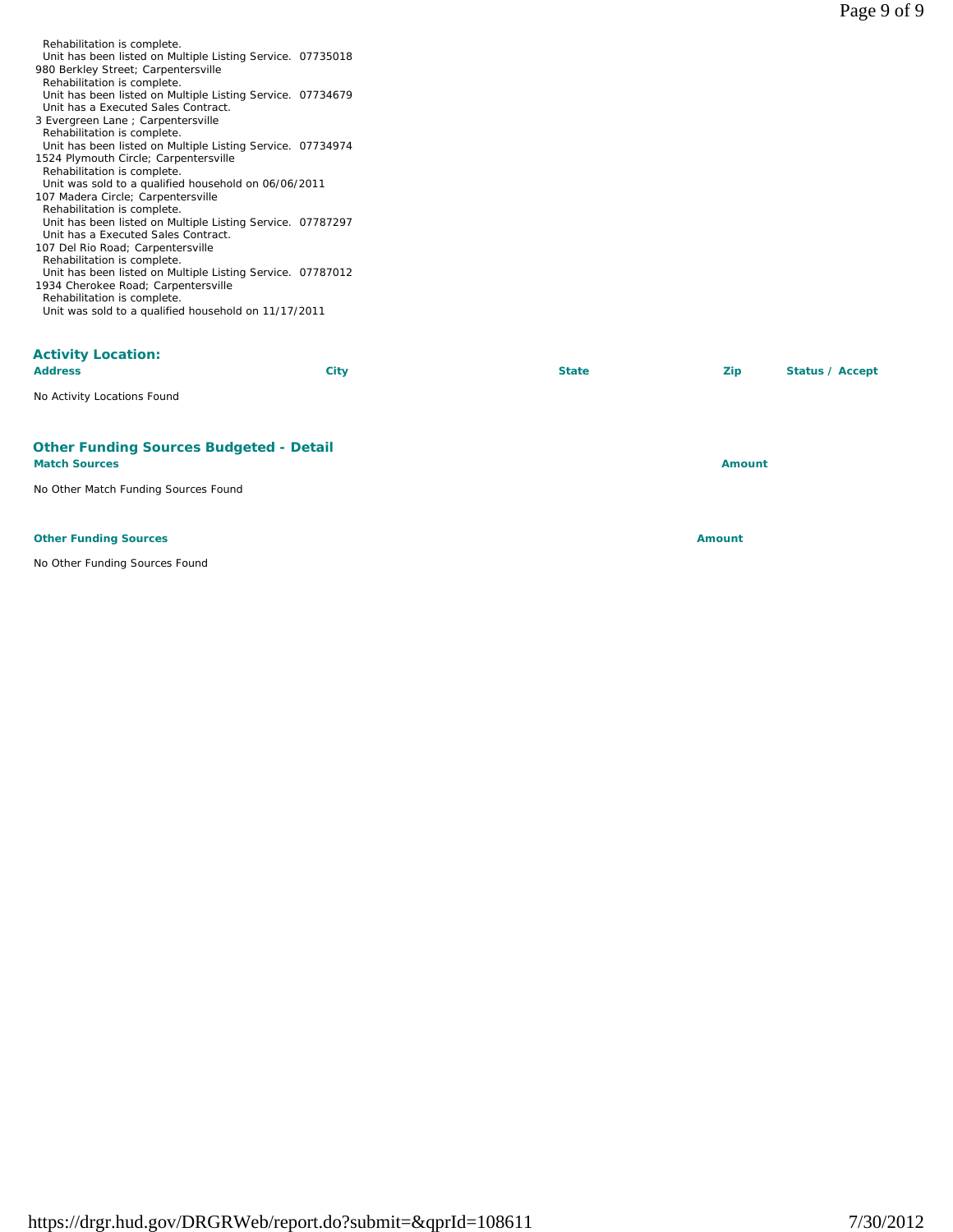Rehabilitation is complete.
Unit has been listed on Multiple Listing Service. 07735018
980 Berkley Street; Carpentersville
Rehabilitation is complete.
Unit has been listed on Multiple Listing Service. 07734679
Unit has a Executed Sales Contract.
3 Evergreen Lane ; Carpentersville
Rehabilitation is complete.
Unit has been listed on Multiple Listing Service. 07734974
1524 Plymouth Circle; Carpentersville
Rehabilitation is complete.
Unit was sold to a qualified household on 06/06/2011
107 Madera Circle; Carpentersville
Rehabilitation is complete.
Unit has been listed on Multiple Listing Service. 07787297
Unit has a Executed Sales Contract.
107 Del Rio Road; Carpentersville
Rehabilitation is complete.
Unit has been listed on Multiple Listing Service. 07787012
1934 Cherokee Road; Carpentersville
Rehabilitation is complete.
Unit was sold to a qualified household on 11/17/2011

## Activity Location:

| Address | City | State | Zip | Status / Accept |
|---|---|---|---|---|

No Activity Locations Found

## Other Funding Sources Budgeted - Detail

| Match Sources | Amount |
|---|---|

No Other Match Funding Sources Found

| Other Funding Sources | Amount |
|---|---|

No Other Funding Sources Found